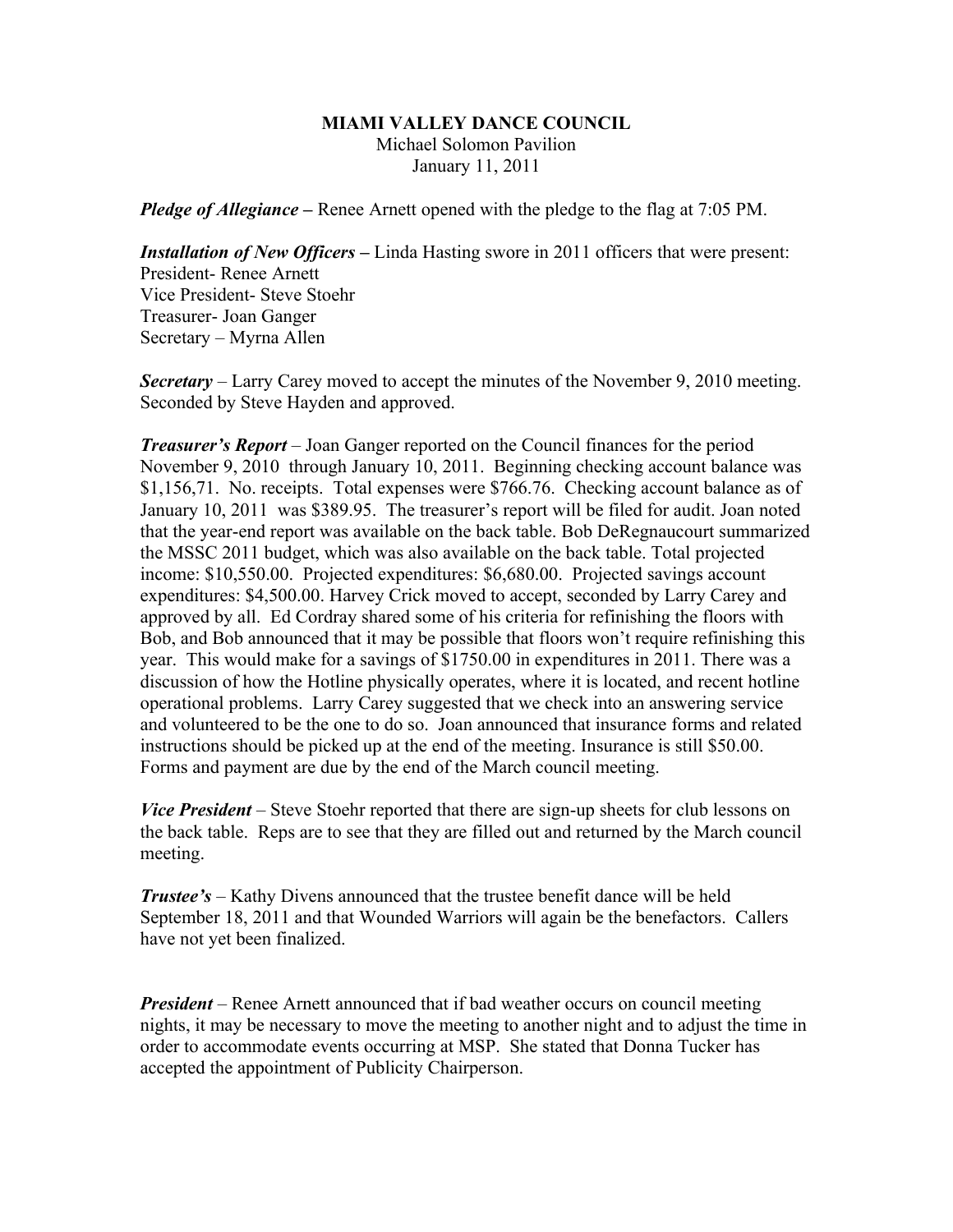**MIAMI VALLEY DANCE COUNCIL**
Michael Solomon Pavilion
January 11, 2011

***Pledge of Allegiance –*** Renee Arnett opened with the pledge to the flag at 7:05 PM.

***Installation of New Officers –*** Linda Hasting swore in 2011 officers that were present:
President- Renee Arnett
Vice President- Steve Stoehr
Treasurer- Joan Ganger
Secretary – Myrna Allen

***Secretary*** – Larry Carey moved to accept the minutes of the November 9, 2010 meeting. Seconded by Steve Hayden and approved.

***Treasurer's Report*** – Joan Ganger reported on the Council finances for the period November 9, 2010 through January 10, 2011. Beginning checking account balance was $1,156,71. No. receipts. Total expenses were $766.76. Checking account balance as of January 10, 2011 was $389.95. The treasurer's report will be filed for audit. Joan noted that the year-end report was available on the back table. Bob DeRegnaucourt summarized the MSSC 2011 budget, which was also available on the back table. Total projected income: $10,550.00. Projected expenditures: $6,680.00. Projected savings account expenditures: $4,500.00. Harvey Crick moved to accept, seconded by Larry Carey and approved by all. Ed Cordray shared some of his criteria for refinishing the floors with Bob, and Bob announced that it may be possible that floors won't require refinishing this year. This would make for a savings of $1750.00 in expenditures in 2011. There was a discussion of how the Hotline physically operates, where it is located, and recent hotline operational problems. Larry Carey suggested that we check into an answering service and volunteered to be the one to do so. Joan announced that insurance forms and related instructions should be picked up at the end of the meeting. Insurance is still $50.00. Forms and payment are due by the end of the March council meeting.

***Vice President*** – Steve Stoehr reported that there are sign-up sheets for club lessons on the back table. Reps are to see that they are filled out and returned by the March council meeting.

***Trustee's*** – Kathy Divens announced that the trustee benefit dance will be held September 18, 2011 and that Wounded Warriors will again be the benefactors. Callers have not yet been finalized.

***President*** – Renee Arnett announced that if bad weather occurs on council meeting nights, it may be necessary to move the meeting to another night and to adjust the time in order to accommodate events occurring at MSP. She stated that Donna Tucker has accepted the appointment of Publicity Chairperson.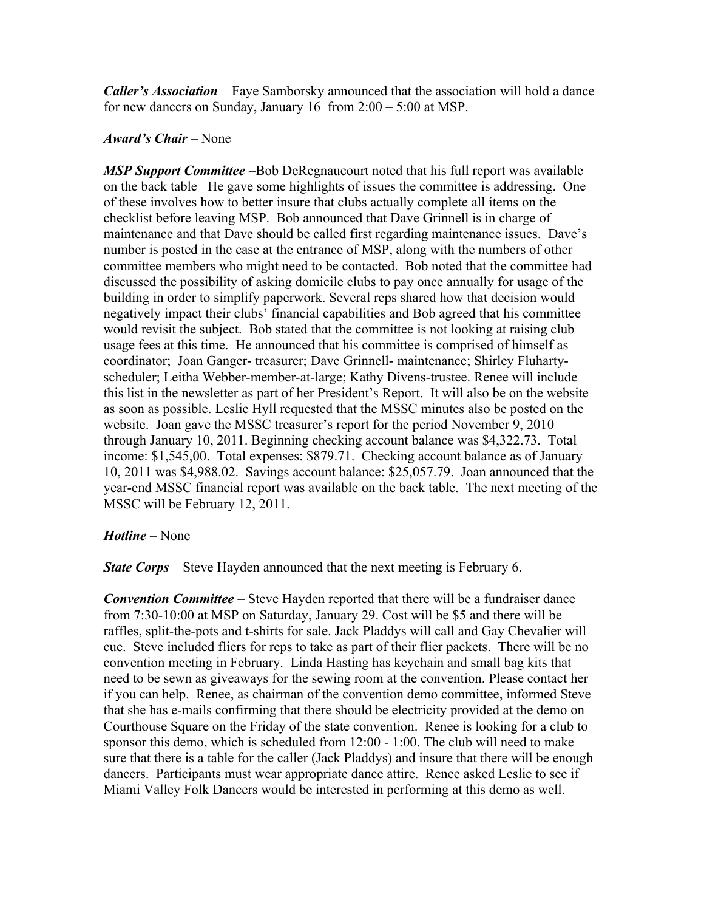***Caller's Association*** – Faye Samborsky announced that the association will hold a dance for new dancers on Sunday, January 16 from 2:00 – 5:00 at MSP.

***Award's Chair*** – None

***MSP Support Committee*** –Bob DeRegnaucourt noted that his full report was available on the back table He gave some highlights of issues the committee is addressing. One of these involves how to better insure that clubs actually complete all items on the checklist before leaving MSP. Bob announced that Dave Grinnell is in charge of maintenance and that Dave should be called first regarding maintenance issues. Dave's number is posted in the case at the entrance of MSP, along with the numbers of other committee members who might need to be contacted. Bob noted that the committee had discussed the possibility of asking domicile clubs to pay once annually for usage of the building in order to simplify paperwork. Several reps shared how that decision would negatively impact their clubs' financial capabilities and Bob agreed that his committee would revisit the subject. Bob stated that the committee is not looking at raising club usage fees at this time. He announced that his committee is comprised of himself as coordinator; Joan Ganger- treasurer; Dave Grinnell- maintenance; Shirley Fluharty-scheduler; Leitha Webber-member-at-large; Kathy Divens-trustee. Renee will include this list in the newsletter as part of her President's Report. It will also be on the website as soon as possible. Leslie Hyll requested that the MSSC minutes also be posted on the website. Joan gave the MSSC treasurer's report for the period November 9, 2010 through January 10, 2011. Beginning checking account balance was $4,322.73. Total income: $1,545,00. Total expenses: $879.71. Checking account balance as of January 10, 2011 was $4,988.02. Savings account balance: $25,057.79. Joan announced that the year-end MSSC financial report was available on the back table. The next meeting of the MSSC will be February 12, 2011.

***Hotline*** – None

***State Corps*** – Steve Hayden announced that the next meeting is February 6.

***Convention Committee*** – Steve Hayden reported that there will be a fundraiser dance from 7:30-10:00 at MSP on Saturday, January 29. Cost will be $5 and there will be raffles, split-the-pots and t-shirts for sale. Jack Pladdys will call and Gay Chevalier will cue. Steve included fliers for reps to take as part of their flier packets. There will be no convention meeting in February. Linda Hasting has keychain and small bag kits that need to be sewn as giveaways for the sewing room at the convention. Please contact her if you can help. Renee, as chairman of the convention demo committee, informed Steve that she has e-mails confirming that there should be electricity provided at the demo on Courthouse Square on the Friday of the state convention. Renee is looking for a club to sponsor this demo, which is scheduled from 12:00 - 1:00. The club will need to make sure that there is a table for the caller (Jack Pladdys) and insure that there will be enough dancers. Participants must wear appropriate dance attire. Renee asked Leslie to see if Miami Valley Folk Dancers would be interested in performing at this demo as well.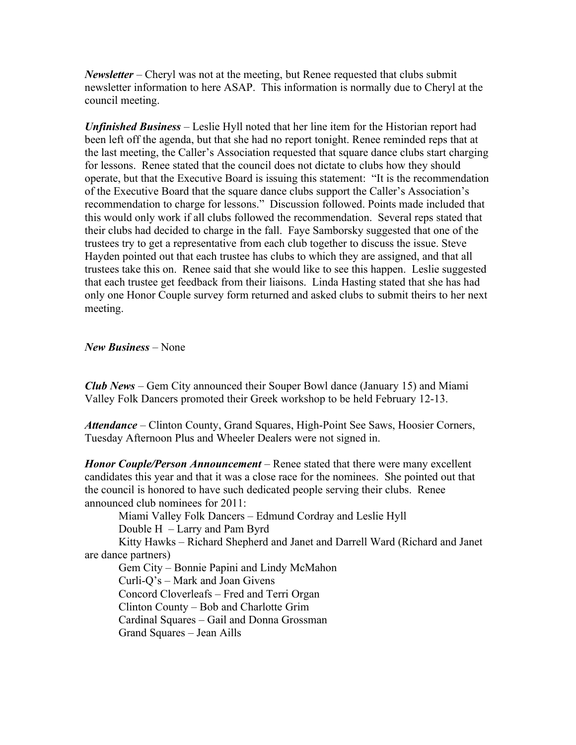***Newsletter*** – Cheryl was not at the meeting, but Renee requested that clubs submit newsletter information to here ASAP. This information is normally due to Cheryl at the council meeting.

***Unfinished Business*** – Leslie Hyll noted that her line item for the Historian report had been left off the agenda, but that she had no report tonight. Renee reminded reps that at the last meeting, the Caller's Association requested that square dance clubs start charging for lessons. Renee stated that the council does not dictate to clubs how they should operate, but that the Executive Board is issuing this statement: "It is the recommendation of the Executive Board that the square dance clubs support the Caller's Association's recommendation to charge for lessons." Discussion followed. Points made included that this would only work if all clubs followed the recommendation. Several reps stated that their clubs had decided to charge in the fall. Faye Samborsky suggested that one of the trustees try to get a representative from each club together to discuss the issue. Steve Hayden pointed out that each trustee has clubs to which they are assigned, and that all trustees take this on. Renee said that she would like to see this happen. Leslie suggested that each trustee get feedback from their liaisons. Linda Hasting stated that she has had only one Honor Couple survey form returned and asked clubs to submit theirs to her next meeting.

***New Business*** – None

***Club News*** – Gem City announced their Souper Bowl dance (January 15) and Miami Valley Folk Dancers promoted their Greek workshop to be held February 12-13.

***Attendance*** – Clinton County, Grand Squares, High-Point See Saws, Hoosier Corners, Tuesday Afternoon Plus and Wheeler Dealers were not signed in.

***Honor Couple/Person Announcement*** – Renee stated that there were many excellent candidates this year and that it was a close race for the nominees. She pointed out that the council is honored to have such dedicated people serving their clubs. Renee announced club nominees for 2011:

Miami Valley Folk Dancers – Edmund Cordray and Leslie Hyll
Double H – Larry and Pam Byrd
Kitty Hawks – Richard Shepherd and Janet and Darrell Ward (Richard and Janet are dance partners)
Gem City – Bonnie Papini and Lindy McMahon
Curli-Q's – Mark and Joan Givens
Concord Cloverleafs – Fred and Terri Organ
Clinton County – Bob and Charlotte Grim
Cardinal Squares – Gail and Donna Grossman
Grand Squares – Jean Aills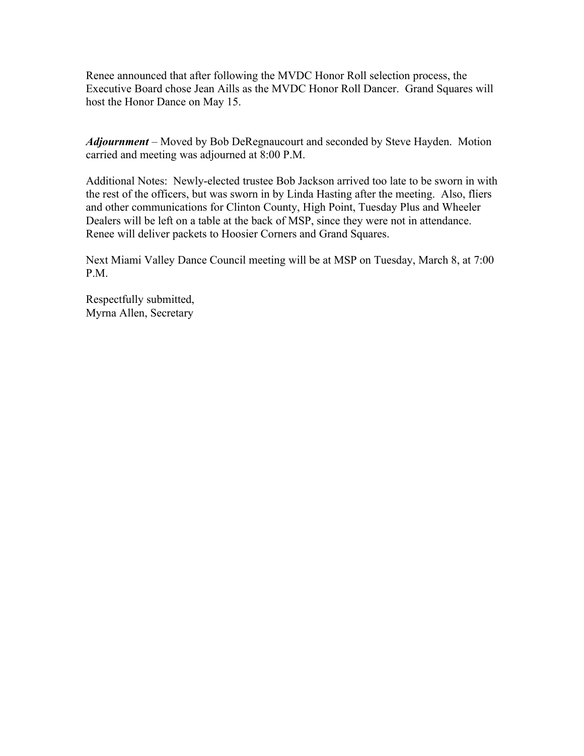Renee announced that after following the MVDC Honor Roll selection process, the Executive Board chose Jean Aills as the MVDC Honor Roll Dancer. Grand Squares will host the Honor Dance on May 15.

***Adjournment*** – Moved by Bob DeRegnaucourt and seconded by Steve Hayden. Motion carried and meeting was adjourned at 8:00 P.M.

Additional Notes: Newly-elected trustee Bob Jackson arrived too late to be sworn in with the rest of the officers, but was sworn in by Linda Hasting after the meeting. Also, fliers and other communications for Clinton County, High Point, Tuesday Plus and Wheeler Dealers will be left on a table at the back of MSP, since they were not in attendance. Renee will deliver packets to Hoosier Corners and Grand Squares.

Next Miami Valley Dance Council meeting will be at MSP on Tuesday, March 8, at 7:00 P.M.

Respectfully submitted,
Myrna Allen, Secretary